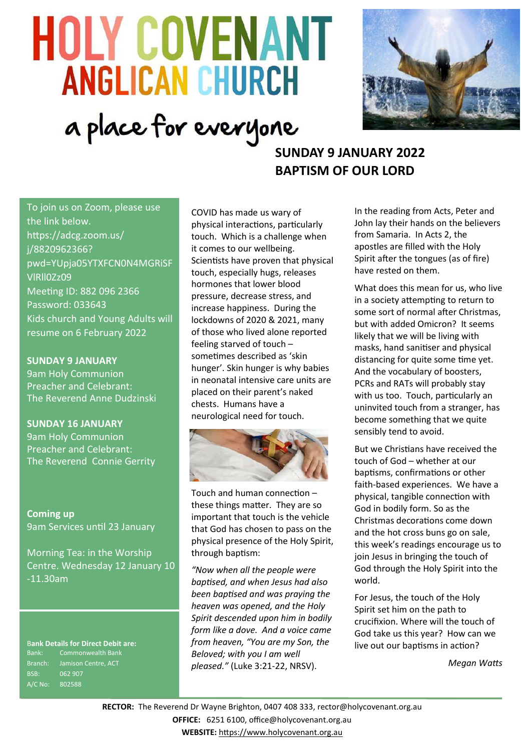# HOLY COVENANT ANGLICAN CHURCH

a place for everyone

## SUNDAY 9 JANUARY 2022
## BAPTISM OF OUR LORD

To join us on Zoom, please use the link below.
https://adcg.zoom.us/j/8820962366?pwd=YUpja05YTXFCN0N4MGRiSFVlRll0Zz09
Meeting ID: 882 096 2366
Password: 033643
Kids church and Young Adults will resume on 6 February 2022

**SUNDAY 9 JANUARY**
9am Holy Communion
Preacher and Celebrant:
The Reverend Anne Dudzinski

**SUNDAY 16 JANUARY**
9am Holy Communion
Preacher and Celebrant:
The Reverend Connie Gerrity

**Coming up**
9am Services until 23 January

Morning Tea: in the Worship Centre. Wednesday 12 January 10-11.30am

**Bank Details for Direct Debit are:**
Bank: Commonwealth Bank
Branch: Jamison Centre, ACT
BSB: 062 907
A/C No: 802588

COVID has made us wary of physical interactions, particularly touch. Which is a challenge when it comes to our wellbeing. Scientists have proven that physical touch, especially hugs, releases hormones that lower blood pressure, decrease stress, and increase happiness. During the lockdowns of 2020 & 2021, many of those who lived alone reported feeling starved of touch – sometimes described as 'skin hunger'. Skin hunger is why babies in neonatal intensive care units are placed on their parent's naked chests. Humans have a neurological need for touch.

Touch and human connection – these things matter. They are so important that touch is the vehicle that God has chosen to pass on the physical presence of the Holy Spirit, through baptism:

*"Now when all the people were baptised, and when Jesus had also been baptised and was praying the heaven was opened, and the Holy Spirit descended upon him in bodily form like a dove. And a voice came from heaven, "You are my Son, the Beloved; with you I am well pleased."* (Luke 3:21-22, NRSV).

In the reading from Acts, Peter and John lay their hands on the believers from Samaria. In Acts 2, the apostles are filled with the Holy Spirit after the tongues (as of fire) have rested on them.

What does this mean for us, who live in a society attempting to return to some sort of normal after Christmas, but with added Omicron? It seems likely that we will be living with masks, hand sanitiser and physical distancing for quite some time yet. And the vocabulary of boosters, PCRs and RATs will probably stay with us too. Touch, particularly an uninvited touch from a stranger, has become something that we quite sensibly tend to avoid.

But we Christians have received the touch of God – whether at our baptisms, confirmations or other faith-based experiences. We have a physical, tangible connection with God in bodily form. So as the Christmas decorations come down and the hot cross buns go on sale, this week's readings encourage us to join Jesus in bringing the touch of God through the Holy Spirit into the world.

For Jesus, the touch of the Holy Spirit set him on the path to crucifixion. Where will the touch of God take us this year? How can we live out our baptisms in action?

*Megan Watts*

**RECTOR:** The Reverend Dr Wayne Brighton, 0407 408 333, rector@holycovenant.org.au
**OFFICE:** 6251 6100, office@holycovenant.org.au
**WEBSITE:** https://www.holycovenant.org.au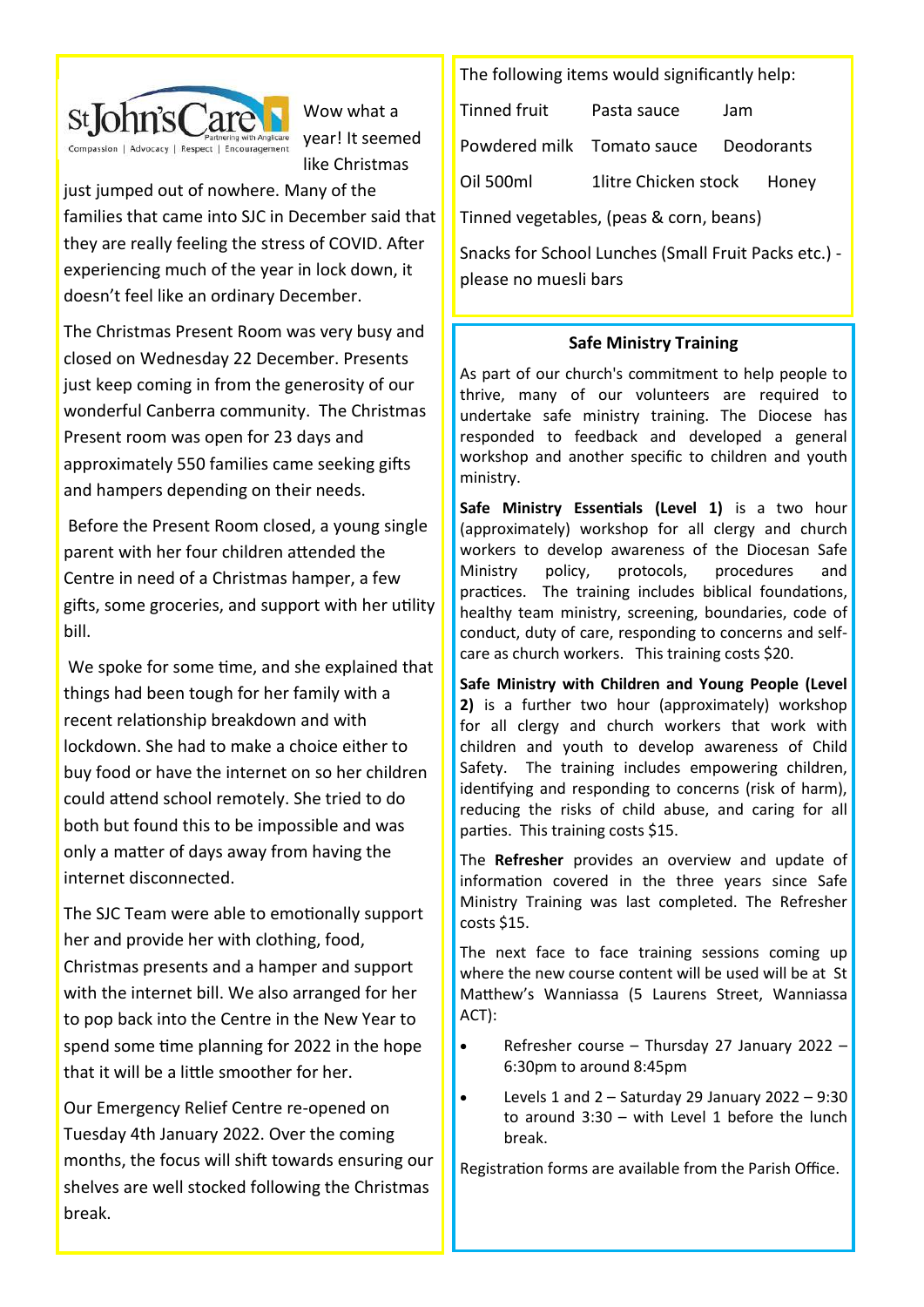St John's Care — Partnering with Anglicare — Compassion | Advocacy | Respect | Encouragement

Wow what a year! It seemed like Christmas just jumped out of nowhere. Many of the families that came into SJC in December said that they are really feeling the stress of COVID. After experiencing much of the year in lock down, it doesn't feel like an ordinary December.

The Christmas Present Room was very busy and closed on Wednesday 22 December. Presents just keep coming in from the generosity of our wonderful Canberra community. The Christmas Present room was open for 23 days and approximately 550 families came seeking gifts and hampers depending on their needs.

Before the Present Room closed, a young single parent with her four children attended the Centre in need of a Christmas hamper, a few gifts, some groceries, and support with her utility bill.

We spoke for some time, and she explained that things had been tough for her family with a recent relationship breakdown and with lockdown. She had to make a choice either to buy food or have the internet on so her children could attend school remotely. She tried to do both but found this to be impossible and was only a matter of days away from having the internet disconnected.

The SJC Team were able to emotionally support her and provide her with clothing, food, Christmas presents and a hamper and support with the internet bill. We also arranged for her to pop back into the Centre in the New Year to spend some time planning for 2022 in the hope that it will be a little smoother for her.

Our Emergency Relief Centre re-opened on Tuesday 4th January 2022. Over the coming months, the focus will shift towards ensuring our shelves are well stocked following the Christmas break.

The following items would significantly help:

| | | |
|---|---|---|
| Tinned fruit | Pasta sauce | Jam |
| Powdered milk | Tomato sauce | Deodorants |
| Oil 500ml | 1litre Chicken stock | Honey |

Tinned vegetables, (peas & corn, beans)

Snacks for School Lunches (Small Fruit Packs etc.) - please no muesli bars

## Safe Ministry Training

As part of our church's commitment to help people to thrive, many of our volunteers are required to undertake safe ministry training. The Diocese has responded to feedback and developed a general workshop and another specific to children and youth ministry.

**Safe Ministry Essentials (Level 1)** is a two hour (approximately) workshop for all clergy and church workers to develop awareness of the Diocesan Safe Ministry policy, protocols, procedures and practices. The training includes biblical foundations, healthy team ministry, screening, boundaries, code of conduct, duty of care, responding to concerns and self-care as church workers. This training costs $20.

**Safe Ministry with Children and Young People (Level 2)** is a further two hour (approximately) workshop for all clergy and church workers that work with children and youth to develop awareness of Child Safety. The training includes empowering children, identifying and responding to concerns (risk of harm), reducing the risks of child abuse, and caring for all parties. This training costs $15.

The **Refresher** provides an overview and update of information covered in the three years since Safe Ministry Training was last completed. The Refresher costs $15.

The next face to face training sessions coming up where the new course content will be used will be at St Matthew's Wanniassa (5 Laurens Street, Wanniassa ACT):

- Refresher course – Thursday 27 January 2022 – 6:30pm to around 8:45pm
- Levels 1 and 2 – Saturday 29 January 2022 – 9:30 to around 3:30 – with Level 1 before the lunch break.

Registration forms are available from the Parish Office.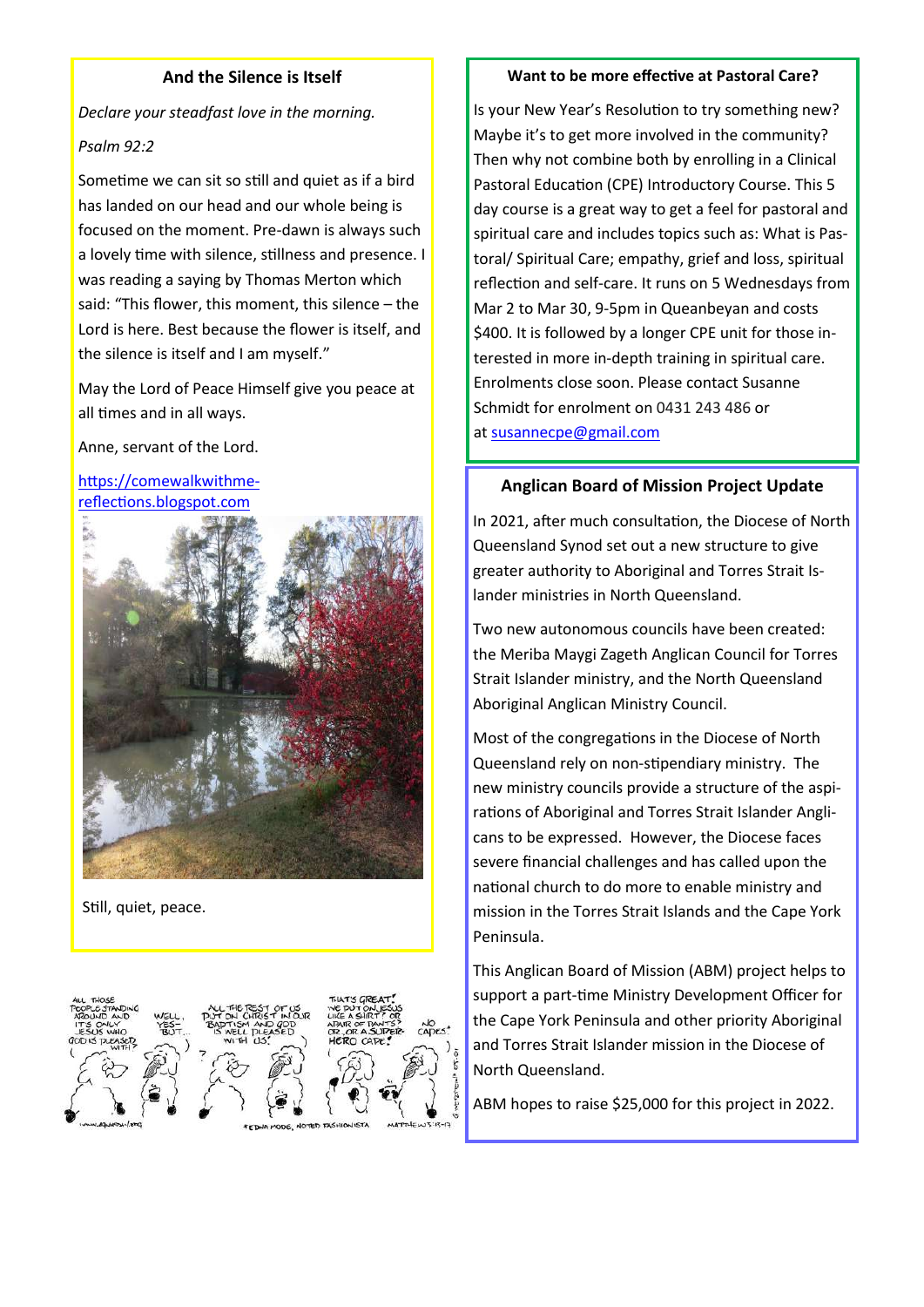## And the Silence is Itself

*Declare your steadfast love in the morning.*

*Psalm 92:2*

Sometime we can sit so still and quiet as if a bird has landed on our head and our whole being is focused on the moment. Pre-dawn is always such a lovely time with silence, stillness and presence. I was reading a saying by Thomas Merton which said: "This flower, this moment, this silence – the Lord is here. Best because the flower is itself, and the silence is itself and I am myself."

May the Lord of Peace Himself give you peace at all times and in all ways.

Anne, servant of the Lord.

https://comewalkwithme-reflections.blogspot.com

Still, quiet, peace.

## Want to be more effective at Pastoral Care?

Is your New Year's Resolution to try something new? Maybe it's to get more involved in the community? Then why not combine both by enrolling in a Clinical Pastoral Education (CPE) Introductory Course. This 5 day course is a great way to get a feel for pastoral and spiritual care and includes topics such as: What is Pastoral/ Spiritual Care; empathy, grief and loss, spiritual reflection and self-care. It runs on 5 Wednesdays from Mar 2 to Mar 30, 9-5pm in Queanbeyan and costs $400. It is followed by a longer CPE unit for those interested in more in-depth training in spiritual care. Enrolments close soon. Please contact Susanne Schmidt for enrolment on 0431 243 486 or at susannecpe@gmail.com

## Anglican Board of Mission Project Update

In 2021, after much consultation, the Diocese of North Queensland Synod set out a new structure to give greater authority to Aboriginal and Torres Strait Islander ministries in North Queensland.

Two new autonomous councils have been created: the Meriba Maygi Zageth Anglican Council for Torres Strait Islander ministry, and the North Queensland Aboriginal Anglican Ministry Council.

Most of the congregations in the Diocese of North Queensland rely on non-stipendiary ministry. The new ministry councils provide a structure of the aspirations of Aboriginal and Torres Strait Islander Anglicans to be expressed. However, the Diocese faces severe financial challenges and has called upon the national church to do more to enable ministry and mission in the Torres Strait Islands and the Cape York Peninsula.

This Anglican Board of Mission (ABM) project helps to support a part-time Ministry Development Officer for the Cape York Peninsula and other priority Aboriginal and Torres Strait Islander mission in the Diocese of North Queensland.

ABM hopes to raise $25,000 for this project in 2022.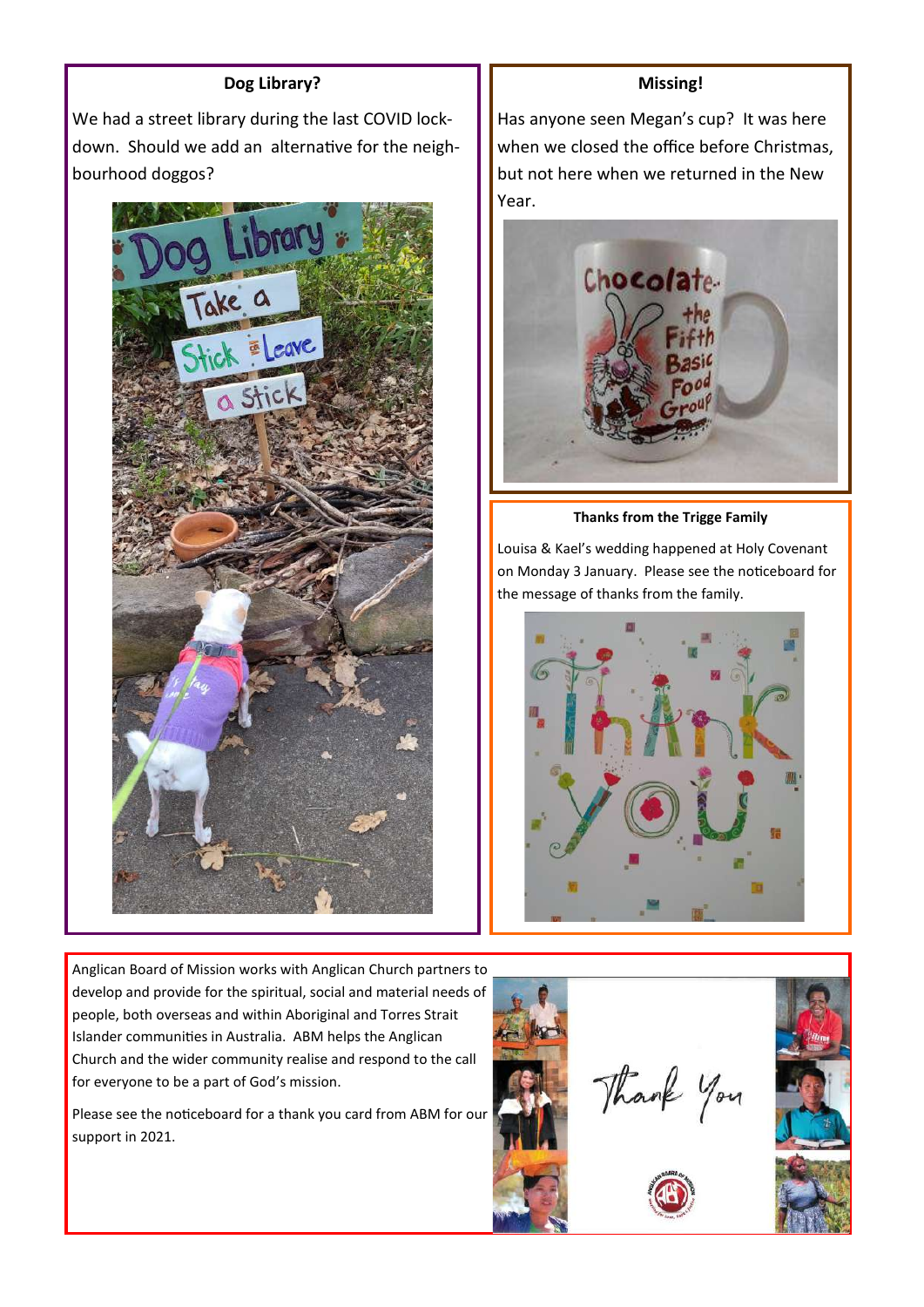## Dog Library?

We had a street library during the last COVID lock-down. Should we add an alternative for the neighbourhood doggos?

## Missing!

Has anyone seen Megan's cup? It was here when we closed the office before Christmas, but not here when we returned in the New Year.

### Thanks from the Trigge Family

Louisa & Kael's wedding happened at Holy Covenant on Monday 3 January. Please see the noticeboard for the message of thanks from the family.

Anglican Board of Mission works with Anglican Church partners to develop and provide for the spiritual, social and material needs of people, both overseas and within Aboriginal and Torres Strait Islander communities in Australia. ABM helps the Anglican Church and the wider community realise and respond to the call for everyone to be a part of God's mission.

Please see the noticeboard for a thank you card from ABM for our support in 2021.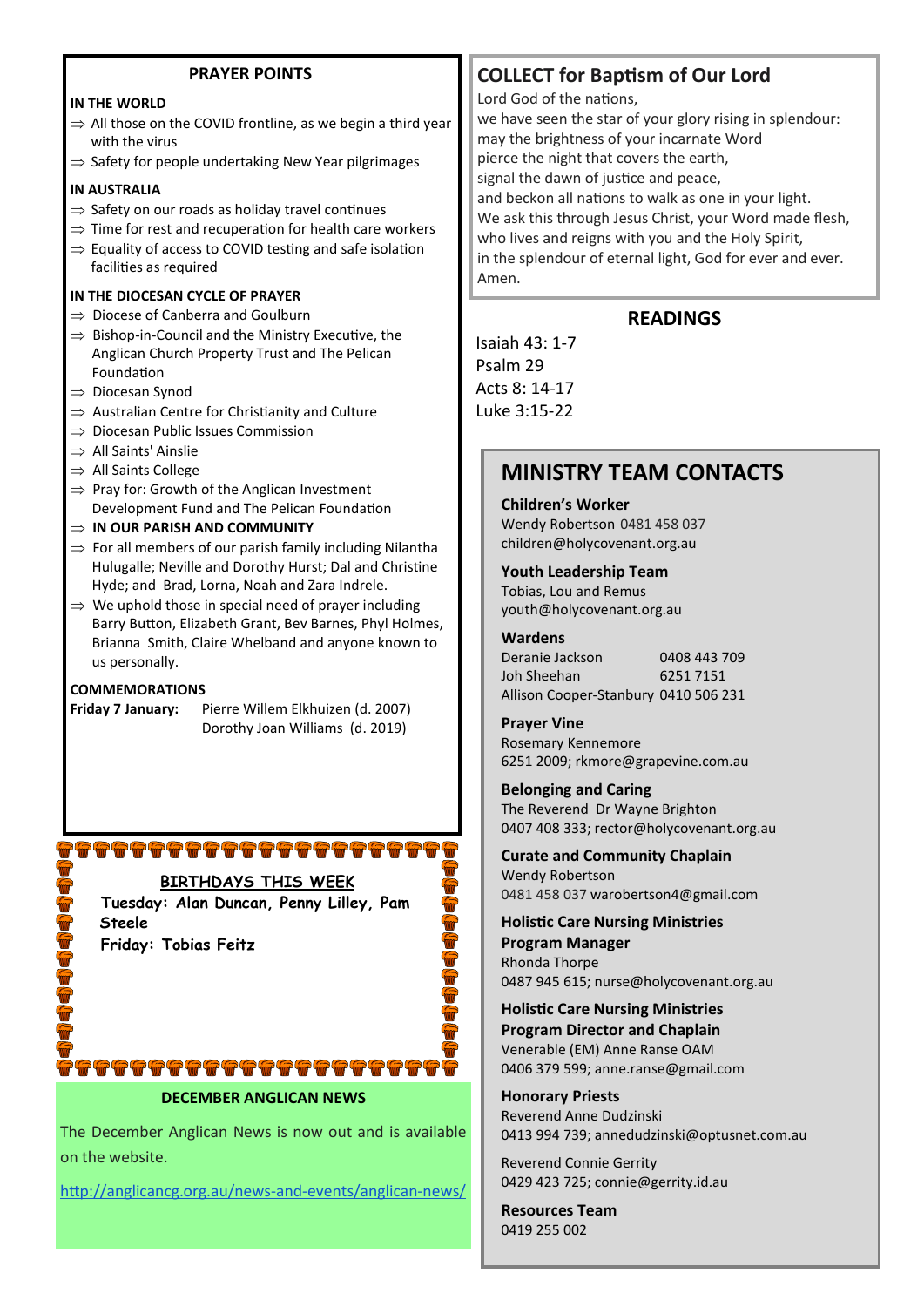## PRAYER POINTS

**IN THE WORLD**

- All those on the COVID frontline, as we begin a third year with the virus
- Safety for people undertaking New Year pilgrimages

**IN AUSTRALIA**

- Safety on our roads as holiday travel continues
- Time for rest and recuperation for health care workers
- Equality of access to COVID testing and safe isolation facilities as required

**IN THE DIOCESAN CYCLE OF PRAYER**

- Diocese of Canberra and Goulburn
- Bishop-in-Council and the Ministry Executive, the Anglican Church Property Trust and The Pelican Foundation
- Diocesan Synod
- Australian Centre for Christianity and Culture
- Diocesan Public Issues Commission
- All Saints' Ainslie
- All Saints College
- Pray for: Growth of the Anglican Investment Development Fund and The Pelican Foundation
- **IN OUR PARISH AND COMMUNITY**
- For all members of our parish family including Nilantha Hulugalle; Neville and Dorothy Hurst; Dal and Christine Hyde; and Brad, Lorna, Noah and Zara Indrele.
- We uphold those in special need of prayer including Barry Button, Elizabeth Grant, Bev Barnes, Phyl Holmes, Brianna Smith, Claire Whelband and anyone known to us personally.

**COMMEMORATIONS**

**Friday 7 January:** Pierre Willem Elkhuizen (d. 2007)
Dorothy Joan Williams (d. 2019)

## BIRTHDAYS THIS WEEK

**Tuesday: Alan Duncan, Penny Lilley, Pam Steele**
**Friday: Tobias Feitz**

## DECEMBER ANGLICAN NEWS

The December Anglican News is now out and is available on the website.

http://anglicancg.org.au/news-and-events/anglican-news/

## COLLECT for Baptism of Our Lord

Lord God of the nations,
we have seen the star of your glory rising in splendour:
may the brightness of your incarnate Word
pierce the night that covers the earth,
signal the dawn of justice and peace,
and beckon all nations to walk as one in your light.
We ask this through Jesus Christ, your Word made flesh,
who lives and reigns with you and the Holy Spirit,
in the splendour of eternal light, God for ever and ever.
Amen.

## READINGS

Isaiah 43: 1-7
Psalm 29
Acts 8: 14-17
Luke 3:15-22

## MINISTRY TEAM CONTACTS

**Children's Worker**
Wendy Robertson 0481 458 037
children@holycovenant.org.au

**Youth Leadership Team**
Tobias, Lou and Remus
youth@holycovenant.org.au

**Wardens**
Deranie Jackson 0408 443 709
Joh Sheehan 6251 7151
Allison Cooper-Stanbury 0410 506 231

**Prayer Vine**
Rosemary Kennemore
6251 2009; rkmore@grapevine.com.au

**Belonging and Caring**
The Reverend Dr Wayne Brighton
0407 408 333; rector@holycovenant.org.au

**Curate and Community Chaplain**
Wendy Robertson
0481 458 037 warobertson4@gmail.com

**Holistic Care Nursing Ministries Program Manager**
Rhonda Thorpe
0487 945 615; nurse@holycovenant.org.au

**Holistic Care Nursing Ministries Program Director and Chaplain**
Venerable (EM) Anne Ranse OAM
0406 379 599; anne.ranse@gmail.com

**Honorary Priests**
Reverend Anne Dudzinski
0413 994 739; annedudzinski@optusnet.com.au

Reverend Connie Gerrity
0429 423 725; connie@gerrity.id.au

**Resources Team**
0419 255 002